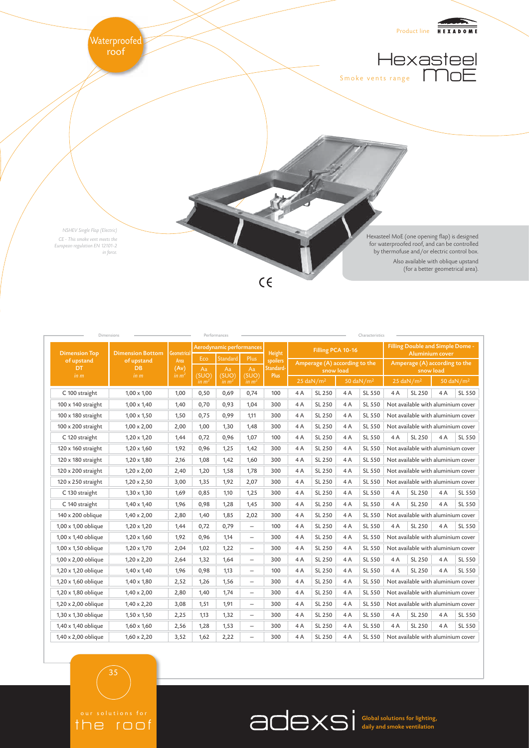Waterproofed roof

Product line HEXADOME

# Hexasteel MoE

Smoke vents range

*NSHEV Single Flap (Electric)*

*CE - This smoke vent meets the European regulation EN 12101-2 in force.*

Hexasteel MoE (one opening flap) is designed for waterproofed roof, and can be controlled by thermofuse and/or electric control box.

Also available with oblique upstand (for a better geometrical area).

CE

| Dimension Top of upstand DT in m | Dimension Bottom of upstand DB in m | Geometrical Area (Av) in m² | Aerodynamic performances | | | Height spoilers Standard-Plus | Filling PCA 10-16 | | | | Filling Double and Simple Dome - Aluminium cover | | | |
|---|---|---|---|---|---|---|---|---|---|---|---|---|---|---|
| | | | Eco | Standard | Plus | | Amperage (A) according to the snow load | | | | Amperage (A) according to the snow load | | | |
| | | | Aa (SUO) in m² | Aa (SUO) in m² | Aa (SUO) in m² | | 25 daN/m² | | 50 daN/m² | | 25 daN/m² | | 50 daN/m² | |
| C 100 straight | 1,00 x 1,00 | 1,00 | 0,50 | 0,69 | 0,74 | 100 | 4 A | SL 250 | 4 A | SL 550 | 4 A | SL 250 | 4 A | SL 550 |
| 100 x 140 straight | 1,00 x 1,40 | 1,40 | 0,70 | 0,93 | 1,04 | 300 | 4 A | SL 250 | 4 A | SL 550 | Not available with aluminium cover | | | |
| 100 x 180 straight | 1,00 x 1,50 | 1,50 | 0,75 | 0,99 | 1,11 | 300 | 4 A | SL 250 | 4 A | SL 550 | Not available with aluminium cover | | | |
| 100 x 200 straight | 1,00 x 2,00 | 2,00 | 1,00 | 1,30 | 1,48 | 300 | 4 A | SL 250 | 4 A | SL 550 | Not available with aluminium cover | | | |
| C 120 straight | 1,20 x 1,20 | 1,44 | 0,72 | 0,96 | 1,07 | 100 | 4 A | SL 250 | 4 A | SL 550 | 4 A | SL 250 | 4 A | SL 550 |
| 120 x 160 straight | 1,20 x 1,60 | 1,92 | 0,96 | 1,25 | 1,42 | 300 | 4 A | SL 250 | 4 A | SL 550 | Not available with aluminium cover | | | |
| 120 x 180 straight | 1,20 x 1,80 | 2,16 | 1,08 | 1,42 | 1,60 | 300 | 4 A | SL 250 | 4 A | SL 550 | Not available with aluminium cover | | | |
| 120 x 200 straight | 1,20 x 2,00 | 2,40 | 1,20 | 1,58 | 1,78 | 300 | 4 A | SL 250 | 4 A | SL 550 | Not available with aluminium cover | | | |
| 120 x 250 straight | 1,20 x 2,50 | 3,00 | 1,35 | 1,92 | 2,07 | 300 | 4 A | SL 250 | 4 A | SL 550 | Not available with aluminium cover | | | |
| C 130 straight | 1,30 x 1,30 | 1,69 | 0,85 | 1,10 | 1,25 | 300 | 4 A | SL 250 | 4 A | SL 550 | 4 A | SL 250 | 4 A | SL 550 |
| C 140 straight | 1,40 x 1,40 | 1,96 | 0,98 | 1,28 | 1,45 | 300 | 4 A | SL 250 | 4 A | SL 550 | 4 A | SL 250 | 4 A | SL 550 |
| 140 x 200 oblique | 1,40 x 2,00 | 2,80 | 1,40 | 1,85 | 2,02 | 300 | 4 A | SL 250 | 4 A | SL 550 | Not available with aluminium cover | | | |
| 1,00 x 1,00 oblique | 1,20 x 1,20 | 1,44 | 0,72 | 0,79 | – | 100 | 4 A | SL 250 | 4 A | SL 550 | 4 A | SL 250 | 4 A | SL 550 |
| 1,00 x 1,40 oblique | 1,20 x 1,60 | 1,92 | 0,96 | 1,14 | – | 300 | 4 A | SL 250 | 4 A | SL 550 | Not available with aluminium cover | | | |
| 1,00 x 1,50 oblique | 1,20 x 1,70 | 2,04 | 1,02 | 1,22 | – | 300 | 4 A | SL 250 | 4 A | SL 550 | Not available with aluminium cover | | | |
| 1,00 x 2,00 oblique | 1,20 x 2,20 | 2,64 | 1,32 | 1,64 | – | 300 | 4 A | SL 250 | 4 A | SL 550 | 4 A | SL 250 | 4 A | SL 550 |
| 1,20 x 1,20 oblique | 1,40 x 1,40 | 1,96 | 0,98 | 1,13 | – | 100 | 4 A | SL 250 | 4 A | SL 550 | 4 A | SL 250 | 4 A | SL 550 |
| 1,20 x 1,60 oblique | 1,40 x 1,80 | 2,52 | 1,26 | 1,56 | – | 300 | 4 A | SL 250 | 4 A | SL 550 | Not available with aluminium cover | | | |
| 1,20 x 1,80 oblique | 1,40 x 2,00 | 2,80 | 1,40 | 1,74 | – | 300 | 4 A | SL 250 | 4 A | SL 550 | Not available with aluminium cover | | | |
| 1,20 x 2,00 oblique | 1,40 x 2,20 | 3,08 | 1,51 | 1,91 | – | 300 | 4 A | SL 250 | 4 A | SL 550 | Not available with aluminium cover | | | |
| 1,30 x 1,30 oblique | 1,50 x 1,50 | 2,25 | 1,13 | 1,32 | – | 300 | 4 A | SL 250 | 4 A | SL 550 | 4 A | SL 250 | 4 A | SL 550 |
| 1,40 x 1,40 oblique | 1,60 x 1,60 | 2,56 | 1,28 | 1,53 | – | 300 | 4 A | SL 250 | 4 A | SL 550 | 4 A | SL 250 | 4 A | SL 550 |
| 1,40 x 2,00 oblique | 1,60 x 2,20 | 3,52 | 1,62 | 2,22 | – | 300 | 4 A | SL 250 | 4 A | SL 550 | Not available with aluminium cover | | | |

our solutions for the roof

adexsi Global solutions for lighting, daily and smoke ventilation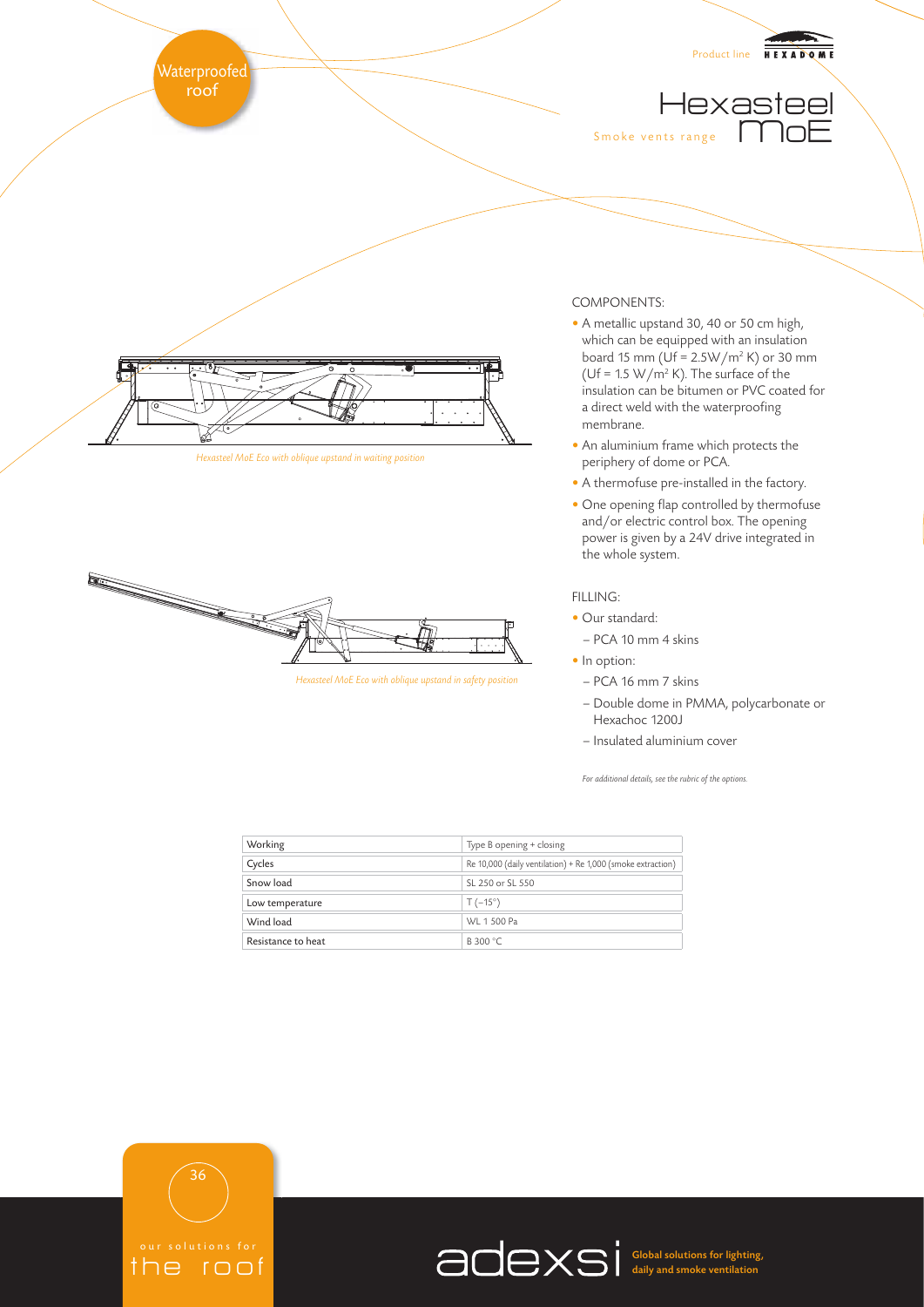Waterproofed roof

Product line HEXADOME

# Hexasteel MoE

Smoke vents range

Hexasteel MoE Eco with oblique upstand in waiting position

Hexasteel MoE Eco with oblique upstand in safety position

COMPONENTS:

- A metallic upstand 30, 40 or 50 cm high, which can be equipped with an insulation board 15 mm (Uf = 2.5W/m² K) or 30 mm (Uf = 1.5 W/m² K). The surface of the insulation can be bitumen or PVC coated for a direct weld with the waterproofing membrane.
- An aluminium frame which protects the periphery of dome or PCA.
- A thermofuse pre-installed in the factory.
- One opening flap controlled by thermofuse and/or electric control box. The opening power is given by a 24V drive integrated in the whole system.

FILLING:

- Our standard:
  - PCA 10 mm 4 skins
- In option:
  - PCA 16 mm 7 skins
  - Double dome in PMMA, polycarbonate or Hexachoc 1200J
  - Insulated aluminium cover

*For additional details, see the rubric of the options.*

| | |
|---|---|
| Working | Type B opening + closing |
| Cycles | Re 10,000 (daily ventilation) + Re 1,000 (smoke extraction) |
| Snow load | SL 250 or SL 550 |
| Low temperature | T (−15°) |
| Wind load | WL 1 500 Pa |
| Resistance to heat | B 300 °C |

our solutions for the roof

adexsi Global solutions for lighting, daily and smoke ventilation